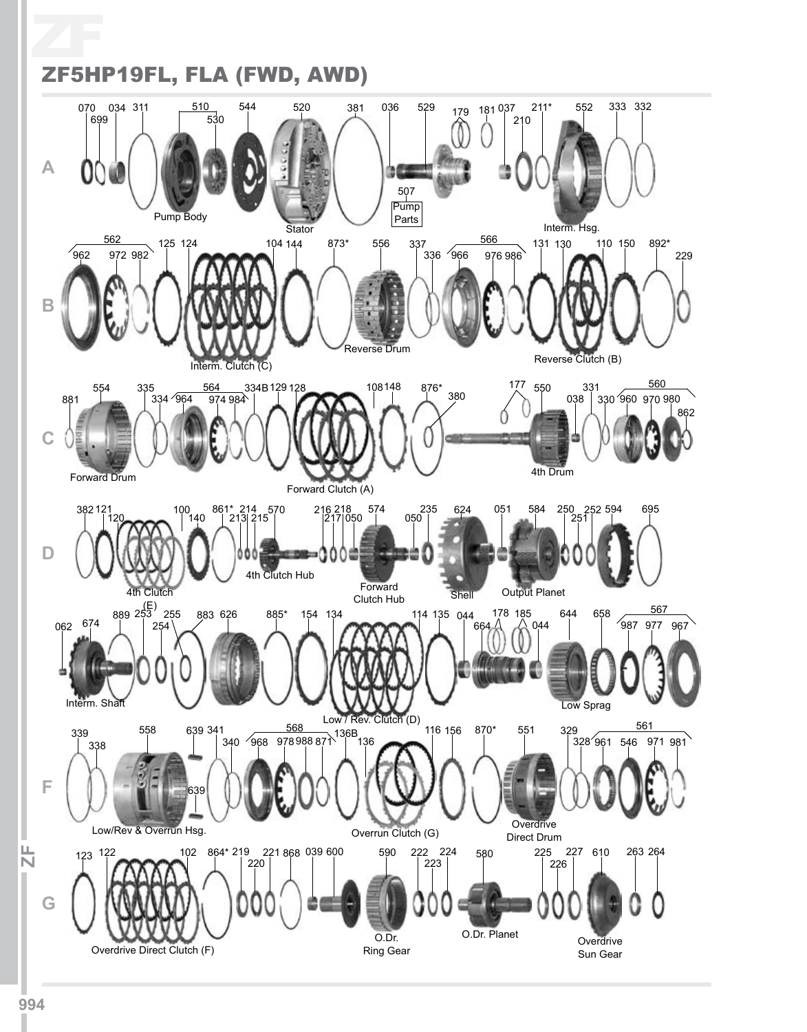# ZF5HP19FL, FLA (FWD, AWD)

**A**

070 699 034 311 510 530 544 520 381 036 529 179 181 037 211* 210 552 333 332

507 Pump Parts

Pump Body

Stator

Interm. Hsg.

**B**

562 962 972 982 125 124 104 144 873* 556 337 336 566 966 976 986 131 130 110 150 892* 229

Interm. Clutch (C)

Reverse Drum

Reverse Clutch (B)

**C**

881 554 335 334 564 964 974 984 334B 129 128 108 148 876* 380 177 550 038 331 330 560 960 970 980 862

Forward Drum

Forward Clutch (A)

4th Drum

**D**

382 121 120 100 140 861* 213 214 215 570 216 217 218 050 574 050 235 624 051 584 250 251 252 594 695

4th Clutch (E)

4th Clutch Hub

Forward Clutch Hub

Shell

Output Planet

**E**

062 674 889 253 254 255 883 626 885* 154 134 114 135 044 664 178 185 044 644 658 567 987 977 967

Interm. Shaft

Low / Rev. Clutch (D)

Low Sprag

**F**

339 338 558 639 341 340 639 568 968 978 988 871 136B 136 116 156 870* 551 329 328 561 961 546 971 981

Low/Rev & Overrun Hsg.

Overrun Clutch (G)

Overdrive Direct Drum

**G**

123 122 102 864* 219 220 221 868 039 600 590 222 223 224 580 225 226 227 610 263 264

Overdrive Direct Clutch (F)

O.Dr. Ring Gear

O.Dr. Planet

Overdrive Sun Gear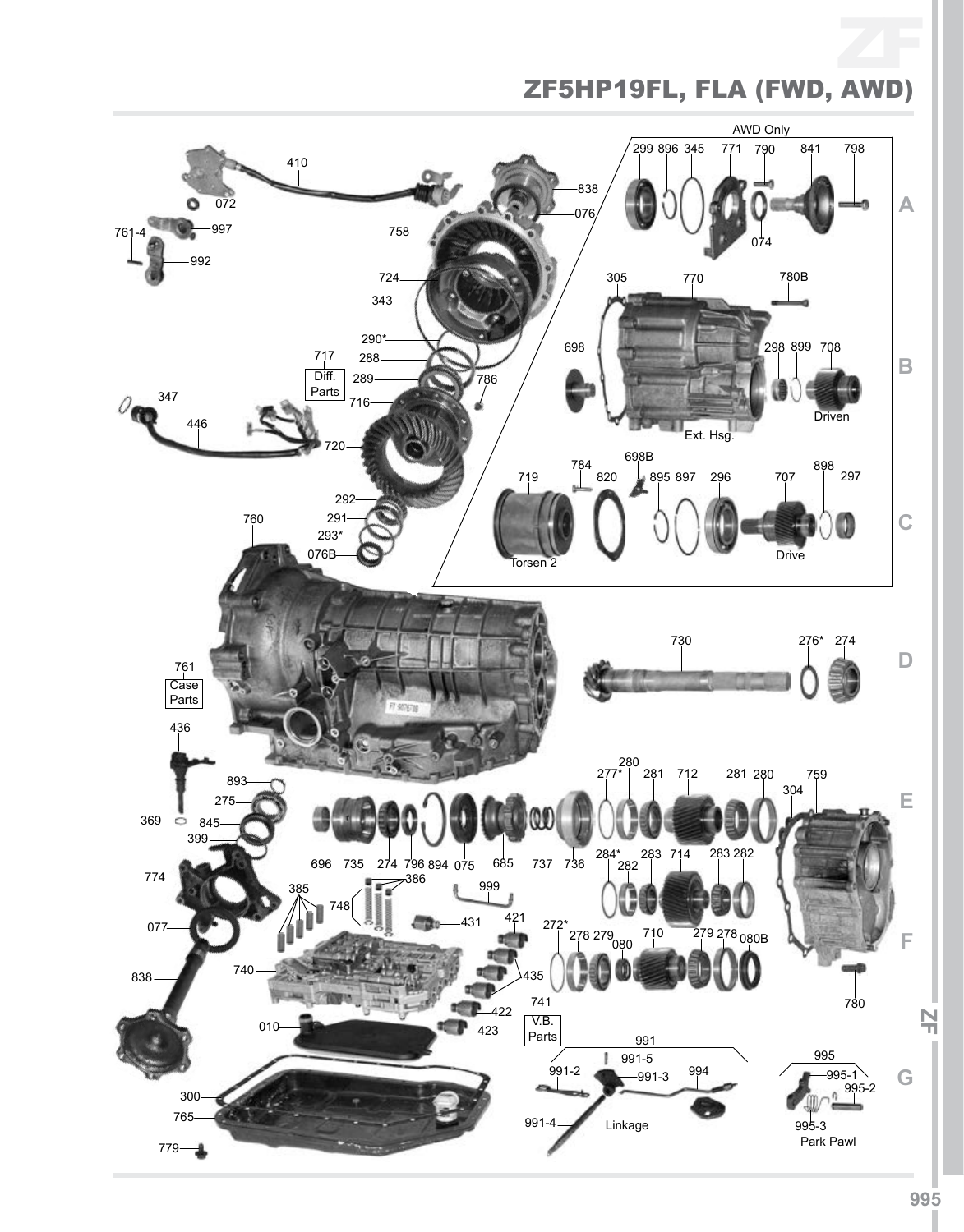# ZF5HP19FL, FLA (FWD, AWD)

AWD Only

299 896 345 771 790 841 798

074

305 770 780B

698

298 899 708

Driven

Ext. Hsg.

698B

719 784 820 895 897 296 707 898 297

Torsen 2

Drive

410

072

761-4

997

992

838

076

758

724

343

290*

288

717 Diff. Parts

289

786

716

347

446

720

292

291

293*

076B

760

730

276* 274

761 Case Parts

436

893

275

369

845

399

696 735 274 796 894 075 685 737 736

280

277* 281 712 281 280

759

304

284* 282 283 714 283 282

774

385

386

748

999

431

421

077

272*

278 279 080 710 279 278 080B

435

838

740

422

741 V.B. Parts

780

010

423

991

991-5

991-2 991-3 994

995

995-1

995-2

300

765

991-4

Linkage

995-3

Park Pawl

779